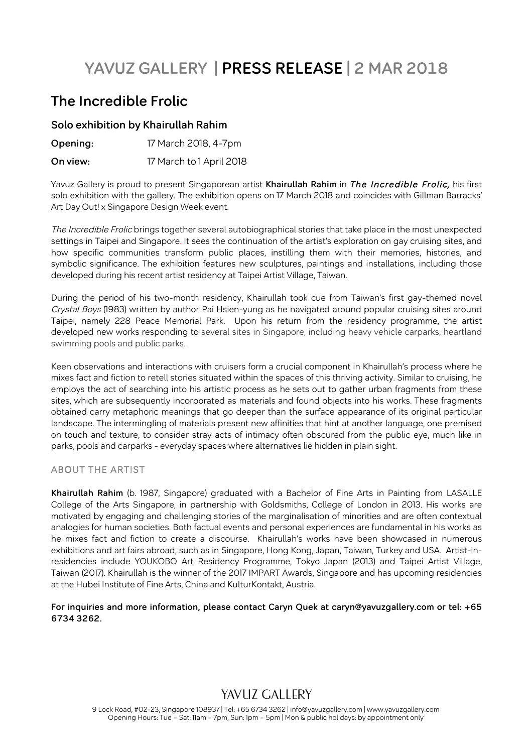# YAVUZ GALLERY | PRESS RELEASE | 2 MAR 2018

## The Incredible Frolic

### Solo exhibition by Khairullah Rahim

**Opening:** 17 March 2018, 4-7pm

**On view:** 17 March to 1 April 2018

Yavuz Gallery is proud to present Singaporean artist **Khairullah Rahim** in *The Incredible Frolic,* his first solo exhibition with the gallery. The exhibition opens on 17 March 2018 and coincides with Gillman Barracks' Art Day Out! x Singapore Design Week event.

*The Incredible Frolic* brings together several autobiographical stories that take place in the most unexpected settings in Taipei and Singapore. It sees the continuation of the artist's exploration on gay cruising sites, and how specific communities transform public places, instilling them with their memories, histories, and symbolic significance. The exhibition features new sculptures, paintings and installations, including those developed during his recent artist residency at Taipei Artist Village, Taiwan.

During the period of his two-month residency, Khairullah took cue from Taiwan's first gay-themed novel *Crystal Boys* (1983) written by author Pai Hsien-yung as he navigated around popular cruising sites around Taipei, namely 228 Peace Memorial Park. Upon his return from the residency programme, the artist developed new works responding to several sites in Singapore, including heavy vehicle carparks, heartland swimming pools and public parks.

Keen observations and interactions with cruisers form a crucial component in Khairullah's process where he mixes fact and fiction to retell stories situated within the spaces of this thriving activity. Similar to cruising, he employs the act of searching into his artistic process as he sets out to gather urban fragments from these sites, which are subsequently incorporated as materials and found objects into his works. These fragments obtained carry metaphoric meanings that go deeper than the surface appearance of its original particular landscape. The intermingling of materials present new affinities that hint at another language, one premised on touch and texture, to consider stray acts of intimacy often obscured from the public eye, much like in parks, pools and carparks - everyday spaces where alternatives lie hidden in plain sight.

#### ABOUT THE ARTIST

**Khairullah Rahim** (b. 1987, Singapore) graduated with a Bachelor of Fine Arts in Painting from LASALLE College of the Arts Singapore, in partnership with Goldsmiths, College of London in 2013. His works are motivated by engaging and challenging stories of the marginalisation of minorities and are often contextual analogies for human societies. Both factual events and personal experiences are fundamental in his works as he mixes fact and fiction to create a discourse. Khairullah's works have been showcased in numerous exhibitions and art fairs abroad, such as in Singapore, Hong Kong, Japan, Taiwan, Turkey and USA. Artist-in-residencies include YOUKOBO Art Residency Programme, Tokyo Japan (2013) and Taipei Artist Village, Taiwan (2017). Khairullah is the winner of the 2017 IMPART Awards, Singapore and has upcoming residencies at the Hubei Institute of Fine Arts, China and KulturKontakt, Austria.

**For inquiries and more information, please contact Caryn Quek at caryn@yavuzgallery.com or tel: +65 6734 3262.**

YAVUZ GALLERY

9 Lock Road, #02-23, Singapore 108937 | Tel: +65 6734 3262 | info@yavuzgallery.com | www.yavuzgallery.com
Opening Hours: Tue – Sat: 11am – 7pm, Sun: 1pm – 5pm | Mon & public holidays: by appointment only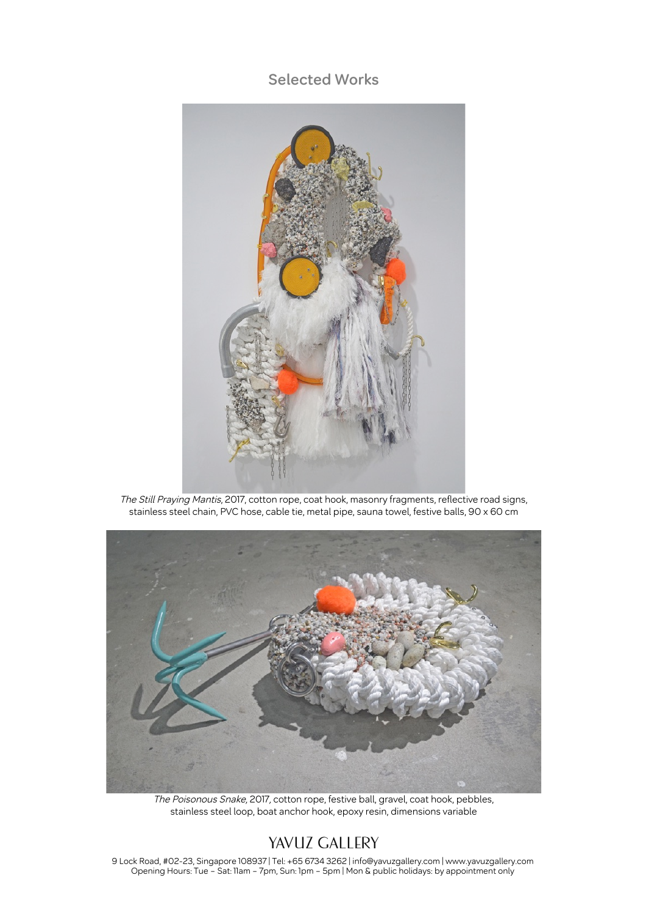## Selected Works

*The Still Praying Mantis*, 2017, cotton rope, coat hook, masonry fragments, reflective road signs, stainless steel chain, PVC hose, cable tie, metal pipe, sauna towel, festive balls, 90 x 60 cm

*The Poisonous Snake*, 2017, cotton rope, festive ball, gravel, coat hook, pebbles, stainless steel loop, boat anchor hook, epoxy resin, dimensions variable

YAVUZ GALLERY

9 Lock Road, #02-23, Singapore 108937 | Tel: +65 6734 3262 | info@yavuzgallery.com | www.yavuzgallery.com
Opening Hours: Tue – Sat: 11am – 7pm, Sun: 1pm – 5pm | Mon & public holidays: by appointment only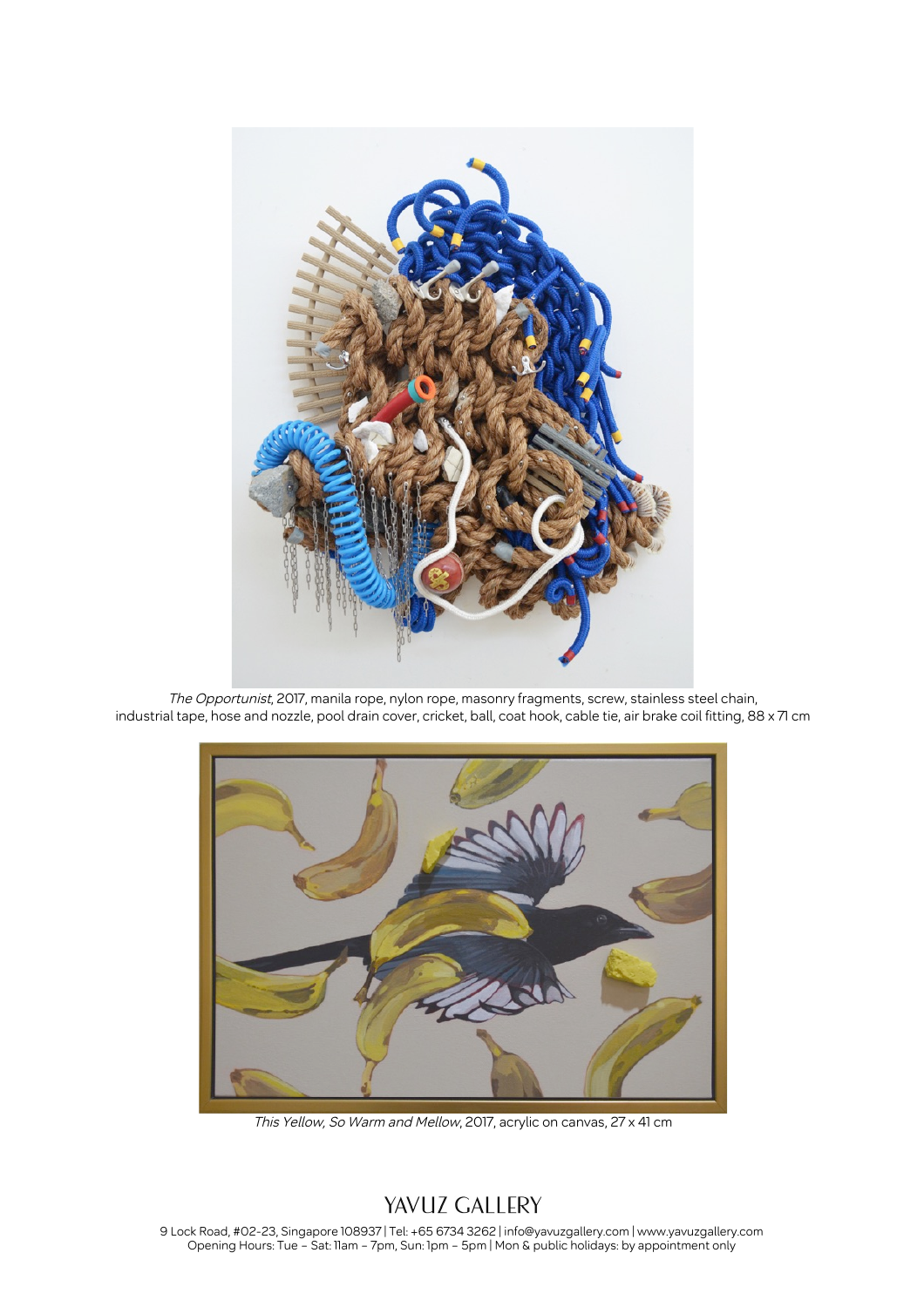*The Opportunist*, 2017, manila rope, nylon rope, masonry fragments, screw, stainless steel chain, industrial tape, hose and nozzle, pool drain cover, cricket, ball, coat hook, cable tie, air brake coil fitting, 88 x 71 cm

*This Yellow, So Warm and Mellow*, 2017, acrylic on canvas, 27 x 41 cm

YAVUZ GALLERY

9 Lock Road, #02-23, Singapore 108937 | Tel: +65 6734 3262 | info@yavuzgallery.com | www.yavuzgallery.com
Opening Hours: Tue – Sat: 11am – 7pm, Sun: 1pm – 5pm | Mon & public holidays: by appointment only